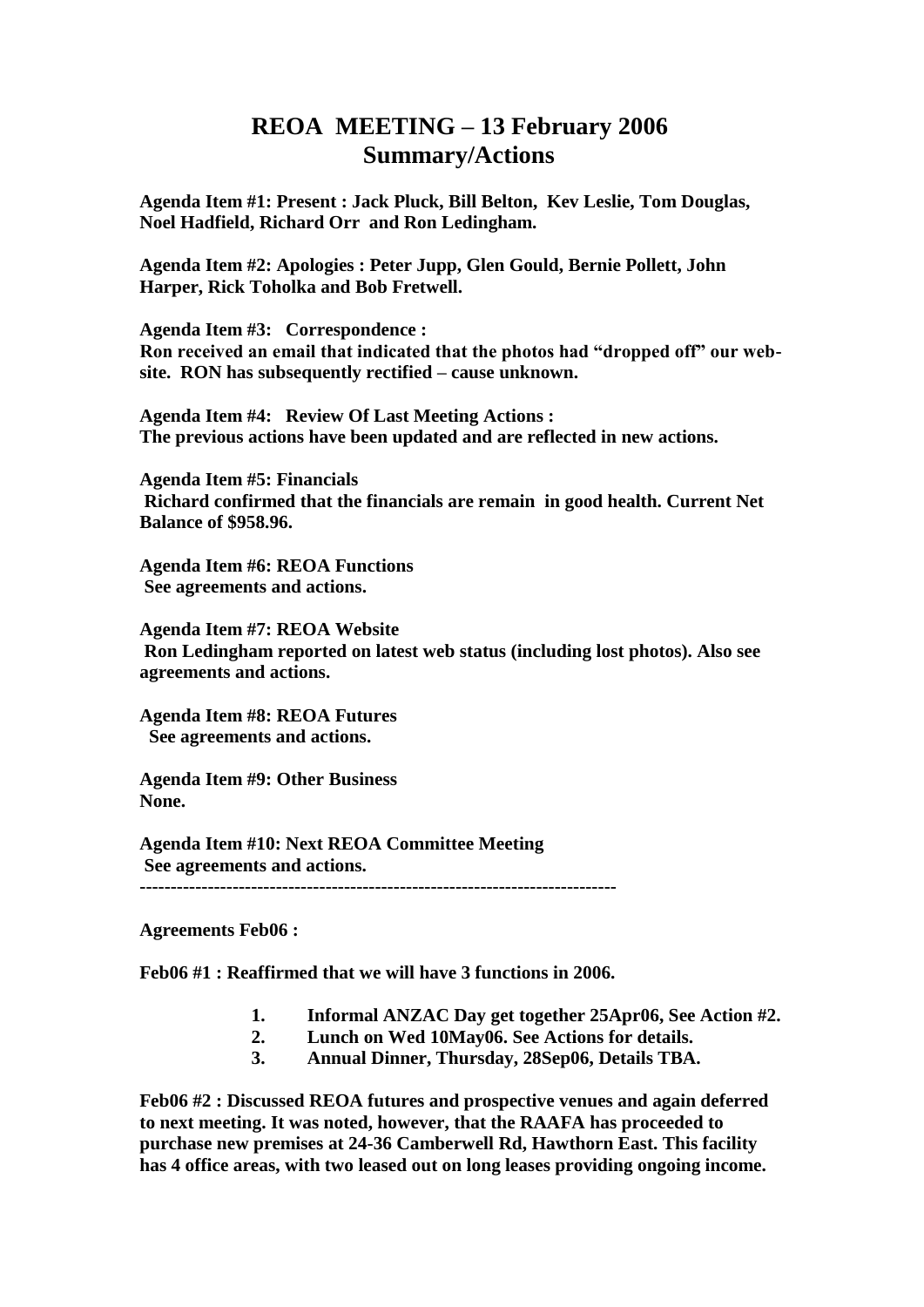# REOA MEETING – 13 February 2006
## Summary/Actions

**Agenda Item #1: Present : Jack Pluck, Bill Belton, Kev Leslie, Tom Douglas, Noel Hadfield, Richard Orr and Ron Ledingham.**

**Agenda Item #2: Apologies : Peter Jupp, Glen Gould, Bernie Pollett, John Harper, Rick Toholka and Bob Fretwell.**

**Agenda Item #3: Correspondence :**
**Ron received an email that indicated that the photos had "dropped off" our web-site. RON has subsequently rectified – cause unknown.**

**Agenda Item #4: Review Of Last Meeting Actions :**
**The previous actions have been updated and are reflected in new actions.**

**Agenda Item #5: Financials**
**Richard confirmed that the financials are remain in good health. Current Net Balance of $958.96.**

**Agenda Item #6: REOA Functions**
**See agreements and actions.**

**Agenda Item #7: REOA Website**
**Ron Ledingham reported on latest web status (including lost photos). Also see agreements and actions.**

**Agenda Item #8: REOA Futures**
**See agreements and actions.**

**Agenda Item #9: Other Business**
**None.**

**Agenda Item #10: Next REOA Committee Meeting**
**See agreements and actions.**

---

**Agreements Feb06 :**

**Feb06 #1 : Reaffirmed that we will have 3 functions in 2006.**

1. **Informal ANZAC Day get together 25Apr06, See Action #2.**
2. **Lunch on Wed 10May06. See Actions for details.**
3. **Annual Dinner, Thursday, 28Sep06, Details TBA.**

**Feb06 #2 : Discussed REOA futures and prospective venues and again deferred to next meeting. It was noted, however, that the RAAFA has proceeded to purchase new premises at 24-36 Camberwell Rd, Hawthorn East. This facility has 4 office areas, with two leased out on long leases providing ongoing income.**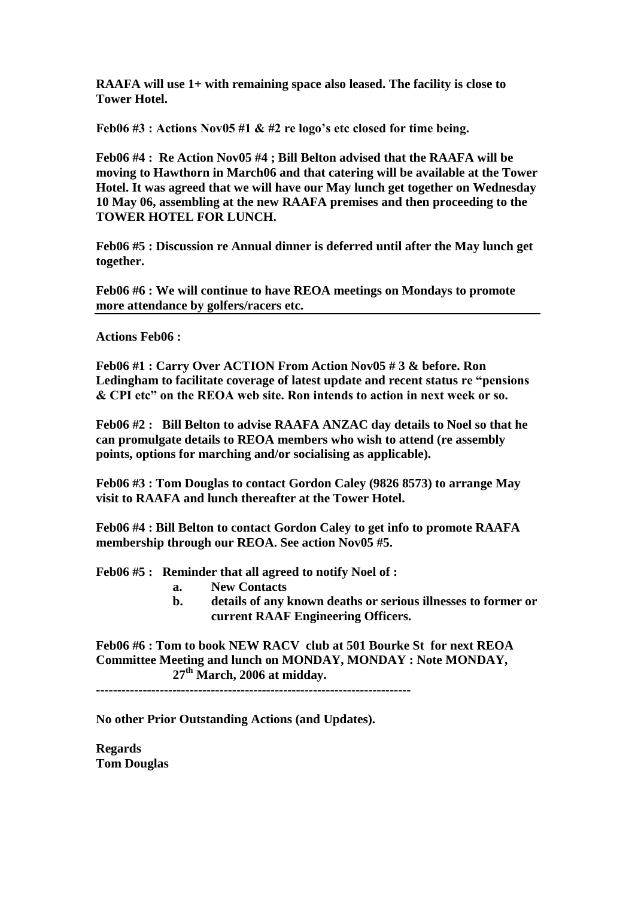**RAAFA will use 1+ with remaining space also leased. The facility is close to Tower Hotel.**

**Feb06 #3 : Actions Nov05 #1 & #2 re logo's etc closed for time being.**

**Feb06 #4 : Re Action Nov05 #4 ; Bill Belton advised that the RAAFA will be moving to Hawthorn in March06 and that catering will be available at the Tower Hotel. It was agreed that we will have our May lunch get together on Wednesday 10 May 06, assembling at the new RAAFA premises and then proceeding to the TOWER HOTEL FOR LUNCH.**

**Feb06 #5 : Discussion re Annual dinner is deferred until after the May lunch get together.**

**Feb06 #6 : We will continue to have REOA meetings on Mondays to promote more attendance by golfers/racers etc.**

---

**Actions Feb06 :**

**Feb06 #1 : Carry Over ACTION From Action Nov05 # 3 & before. Ron Ledingham to facilitate coverage of latest update and recent status re "pensions & CPI etc" on the REOA web site. Ron intends to action in next week or so.**

**Feb06 #2 : Bill Belton to advise RAAFA ANZAC day details to Noel so that he can promulgate details to REOA members who wish to attend (re assembly points, options for marching and/or socialising as applicable).**

**Feb06 #3 : Tom Douglas to contact Gordon Caley (9826 8573) to arrange May visit to RAAFA and lunch thereafter at the Tower Hotel.**

**Feb06 #4 : Bill Belton to contact Gordon Caley to get info to promote RAAFA membership through our REOA. See action Nov05 #5.**

**Feb06 #5 : Reminder that all agreed to notify Noel of :**

- **a. New Contacts**
- **b. details of any known deaths or serious illnesses to former or current RAAF Engineering Officers.**

**Feb06 #6 : Tom to book NEW RACV club at 501 Bourke St for next REOA Committee Meeting and lunch on MONDAY, MONDAY : Note MONDAY, 27th March, 2006 at midday.**

**------------------------------------------------------------------------**

**No other Prior Outstanding Actions (and Updates).**

**Regards**
**Tom Douglas**